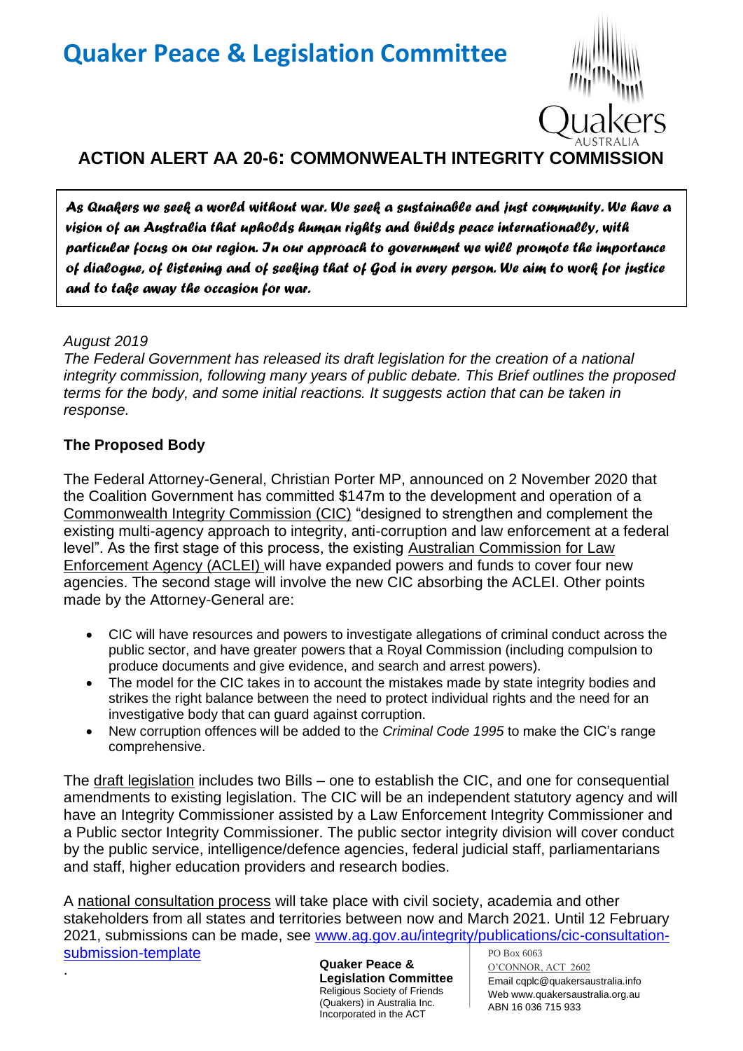# Quaker Peace & Legislation Committee

## ACTION ALERT AA 20-6: COMMONWEALTH INTEGRITY COMMISSION

*As Quakers we seek a world without war. We seek a sustainable and just community. We have a vision of an Australia that upholds human rights and builds peace internationally, with particular focus on our region. In our approach to government we will promote the importance of dialogue, of listening and of seeking that of God in every person. We aim to work for justice and to take away the occasion for war.*

*August 2019*
*The Federal Government has released its draft legislation for the creation of a national integrity commission, following many years of public debate. This Brief outlines the proposed terms for the body, and some initial reactions. It suggests action that can be taken in response.*

### The Proposed Body

The Federal Attorney-General, Christian Porter MP, announced on 2 November 2020 that the Coalition Government has committed $147m to the development and operation of a Commonwealth Integrity Commission (CIC) "designed to strengthen and complement the existing multi-agency approach to integrity, anti-corruption and law enforcement at a federal level". As the first stage of this process, the existing Australian Commission for Law Enforcement Agency (ACLEI) will have expanded powers and funds to cover four new agencies. The second stage will involve the new CIC absorbing the ACLEI. Other points made by the Attorney-General are:

- CIC will have resources and powers to investigate allegations of criminal conduct across the public sector, and have greater powers that a Royal Commission (including compulsion to produce documents and give evidence, and search and arrest powers).
- The model for the CIC takes in to account the mistakes made by state integrity bodies and strikes the right balance between the need to protect individual rights and the need for an investigative body that can guard against corruption.
- New corruption offences will be added to the *Criminal Code 1995* to make the CIC's range comprehensive.

The draft legislation includes two Bills – one to establish the CIC, and one for consequential amendments to existing legislation. The CIC will be an independent statutory agency and will have an Integrity Commissioner assisted by a Law Enforcement Integrity Commissioner and a Public sector Integrity Commissioner. The public sector integrity division will cover conduct by the public service, intelligence/defence agencies, federal judicial staff, parliamentarians and staff, higher education providers and research bodies.

A national consultation process will take place with civil society, academia and other stakeholders from all states and territories between now and March 2021. Until 12 February 2021, submissions can be made, see www.ag.gov.au/integrity/publications/cic-consultation-submission-template

.

**Quaker Peace & Legislation Committee**
Religious Society of Friends (Quakers) in Australia Inc.
Incorporated in the ACT

PO Box 6063
O'CONNOR, ACT 2602
Email cqplc@quakersaustralia.info
Web www.quakersaustralia.org.au
ABN 16 036 715 933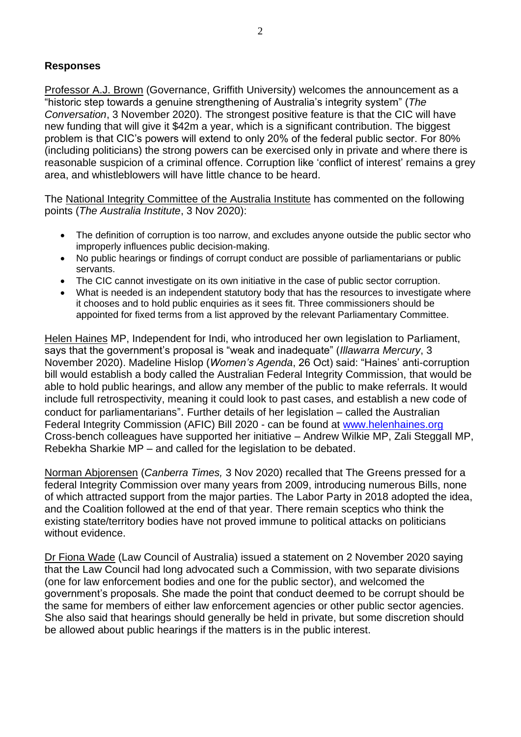**Responses**

Professor A.J. Brown (Governance, Griffith University) welcomes the announcement as a "historic step towards a genuine strengthening of Australia's integrity system" (*The Conversation*, 3 November 2020). The strongest positive feature is that the CIC will have new funding that will give it $42m a year, which is a significant contribution. The biggest problem is that CIC's powers will extend to only 20% of the federal public sector. For 80% (including politicians) the strong powers can be exercised only in private and where there is reasonable suspicion of a criminal offence. Corruption like 'conflict of interest' remains a grey area, and whistleblowers will have little chance to be heard.

The National Integrity Committee of the Australia Institute has commented on the following points (*The Australia Institute*, 3 Nov 2020):

- The definition of corruption is too narrow, and excludes anyone outside the public sector who improperly influences public decision-making.
- No public hearings or findings of corrupt conduct are possible of parliamentarians or public servants.
- The CIC cannot investigate on its own initiative in the case of public sector corruption.
- What is needed is an independent statutory body that has the resources to investigate where it chooses and to hold public enquiries as it sees fit. Three commissioners should be appointed for fixed terms from a list approved by the relevant Parliamentary Committee.

Helen Haines MP, Independent for Indi, who introduced her own legislation to Parliament, says that the government's proposal is "weak and inadequate" (*Illawarra Mercury*, 3 November 2020). Madeline Hislop (*Women's Agenda*, 26 Oct) said: "Haines' anti-corruption bill would establish a body called the Australian Federal Integrity Commission, that would be able to hold public hearings, and allow any member of the public to make referrals. It would include full retrospectivity, meaning it could look to past cases, and establish a new code of conduct for parliamentarians". Further details of her legislation – called the Australian Federal Integrity Commission (AFIC) Bill 2020 - can be found at [www.helenhaines.org](www.helenhaines.org) Cross-bench colleagues have supported her initiative – Andrew Wilkie MP, Zali Steggall MP, Rebekha Sharkie MP – and called for the legislation to be debated.

Norman Abjorensen (*Canberra Times,* 3 Nov 2020) recalled that The Greens pressed for a federal Integrity Commission over many years from 2009, introducing numerous Bills, none of which attracted support from the major parties. The Labor Party in 2018 adopted the idea, and the Coalition followed at the end of that year. There remain sceptics who think the existing state/territory bodies have not proved immune to political attacks on politicians without evidence.

Dr Fiona Wade (Law Council of Australia) issued a statement on 2 November 2020 saying that the Law Council had long advocated such a Commission, with two separate divisions (one for law enforcement bodies and one for the public sector), and welcomed the government's proposals. She made the point that conduct deemed to be corrupt should be the same for members of either law enforcement agencies or other public sector agencies. She also said that hearings should generally be held in private, but some discretion should be allowed about public hearings if the matters is in the public interest.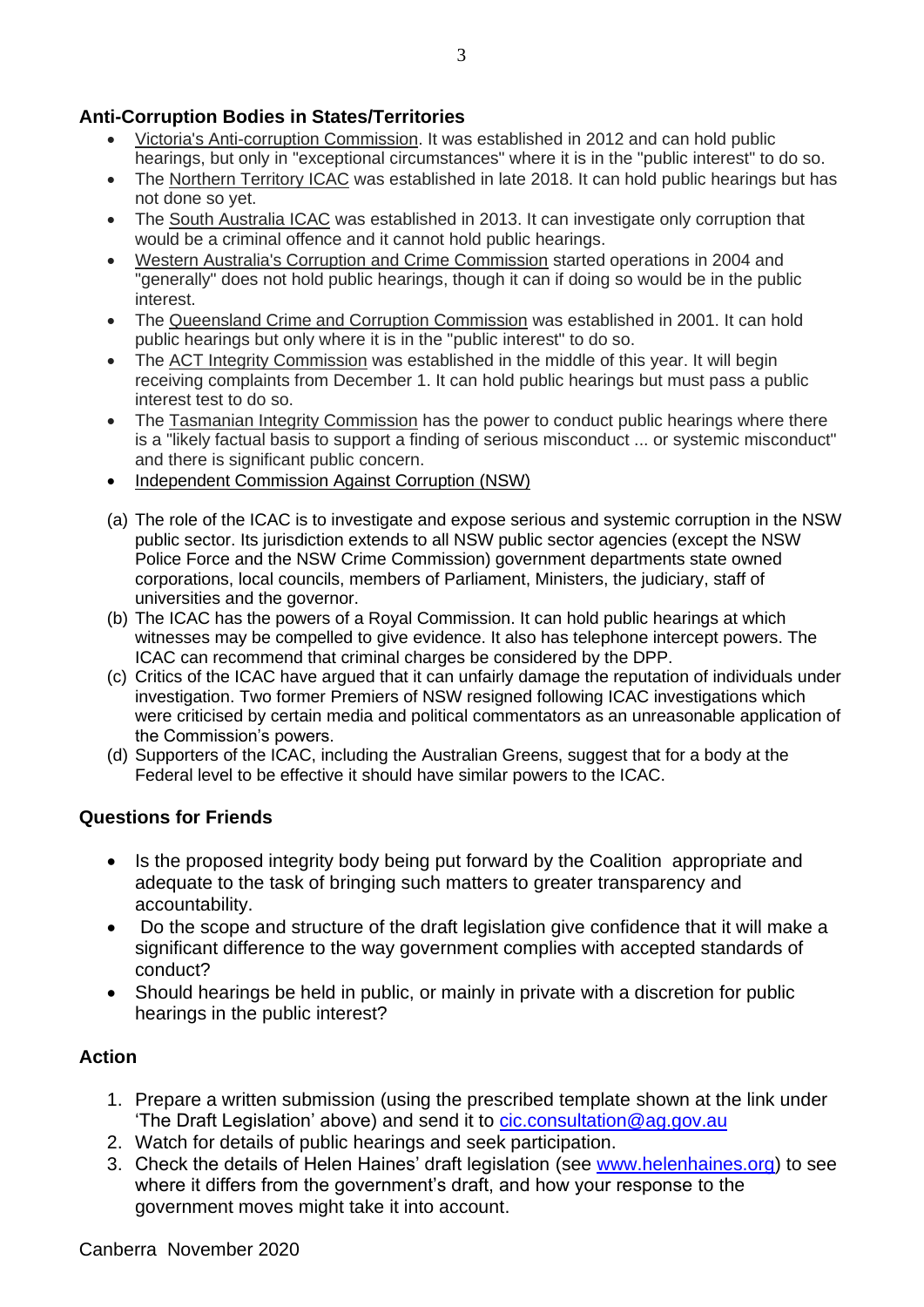## Anti-Corruption Bodies in States/Territories

- Victoria's Anti-corruption Commission. It was established in 2012 and can hold public hearings, but only in "exceptional circumstances" where it is in the "public interest" to do so.
- The Northern Territory ICAC was established in late 2018. It can hold public hearings but has not done so yet.
- The South Australia ICAC was established in 2013. It can investigate only corruption that would be a criminal offence and it cannot hold public hearings.
- Western Australia's Corruption and Crime Commission started operations in 2004 and "generally" does not hold public hearings, though it can if doing so would be in the public interest.
- The Queensland Crime and Corruption Commission was established in 2001. It can hold public hearings but only where it is in the "public interest" to do so.
- The ACT Integrity Commission was established in the middle of this year. It will begin receiving complaints from December 1. It can hold public hearings but must pass a public interest test to do so.
- The Tasmanian Integrity Commission has the power to conduct public hearings where there is a "likely factual basis to support a finding of serious misconduct ... or systemic misconduct" and there is significant public concern.
- Independent Commission Against Corruption (NSW)

(a) The role of the ICAC is to investigate and expose serious and systemic corruption in the NSW public sector. Its jurisdiction extends to all NSW public sector agencies (except the NSW Police Force and the NSW Crime Commission) government departments state owned corporations, local councils, members of Parliament, Ministers, the judiciary, staff of universities and the governor.

(b) The ICAC has the powers of a Royal Commission. It can hold public hearings at which witnesses may be compelled to give evidence. It also has telephone intercept powers. The ICAC can recommend that criminal charges be considered by the DPP.

(c) Critics of the ICAC have argued that it can unfairly damage the reputation of individuals under investigation. Two former Premiers of NSW resigned following ICAC investigations which were criticised by certain media and political commentators as an unreasonable application of the Commission's powers.

(d) Supporters of the ICAC, including the Australian Greens, suggest that for a body at the Federal level to be effective it should have similar powers to the ICAC.

## Questions for Friends

- Is the proposed integrity body being put forward by the Coalition appropriate and adequate to the task of bringing such matters to greater transparency and accountability.
- Do the scope and structure of the draft legislation give confidence that it will make a significant difference to the way government complies with accepted standards of conduct?
- Should hearings be held in public, or mainly in private with a discretion for public hearings in the public interest?

## Action

1. Prepare a written submission (using the prescribed template shown at the link under 'The Draft Legislation' above) and send it to cic.consultation@ag.gov.au
2. Watch for details of public hearings and seek participation.
3. Check the details of Helen Haines' draft legislation (see www.helenhaines.org) to see where it differs from the government's draft, and how your response to the government moves might take it into account.

Canberra November 2020